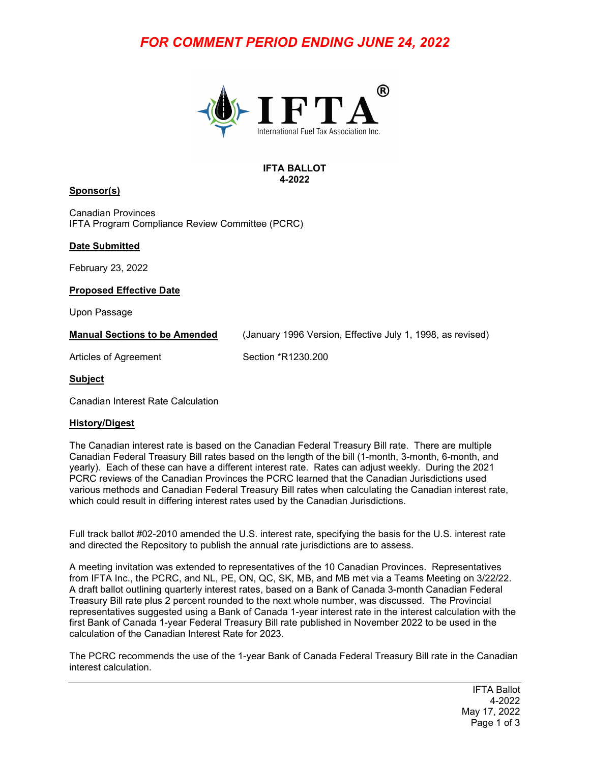*FOR COMMENT PERIOD ENDING JUNE 24, 2022*

**IFTA BALLOT**
**4-2022**

**Sponsor(s)**

Canadian Provinces
IFTA Program Compliance Review Committee (PCRC)

**Date Submitted**

February 23, 2022

**Proposed Effective Date**

Upon Passage

**Manual Sections to be Amended** (January 1996 Version, Effective July 1, 1998, as revised)

Articles of Agreement Section *R1230.200

**Subject**

Canadian Interest Rate Calculation

**History/Digest**

The Canadian interest rate is based on the Canadian Federal Treasury Bill rate. There are multiple Canadian Federal Treasury Bill rates based on the length of the bill (1-month, 3-month, 6-month, and yearly). Each of these can have a different interest rate. Rates can adjust weekly. During the 2021 PCRC reviews of the Canadian Provinces the PCRC learned that the Canadian Jurisdictions used various methods and Canadian Federal Treasury Bill rates when calculating the Canadian interest rate, which could result in differing interest rates used by the Canadian Jurisdictions.

Full track ballot #02-2010 amended the U.S. interest rate, specifying the basis for the U.S. interest rate and directed the Repository to publish the annual rate jurisdictions are to assess.

A meeting invitation was extended to representatives of the 10 Canadian Provinces. Representatives from IFTA Inc., the PCRC, and NL, PE, ON, QC, SK, MB, and MB met via a Teams Meeting on 3/22/22. A draft ballot outlining quarterly interest rates, based on a Bank of Canada 3-month Canadian Federal Treasury Bill rate plus 2 percent rounded to the next whole number, was discussed. The Provincial representatives suggested using a Bank of Canada 1-year interest rate in the interest calculation with the first Bank of Canada 1-year Federal Treasury Bill rate published in November 2022 to be used in the calculation of the Canadian Interest Rate for 2023.

The PCRC recommends the use of the 1-year Bank of Canada Federal Treasury Bill rate in the Canadian interest calculation.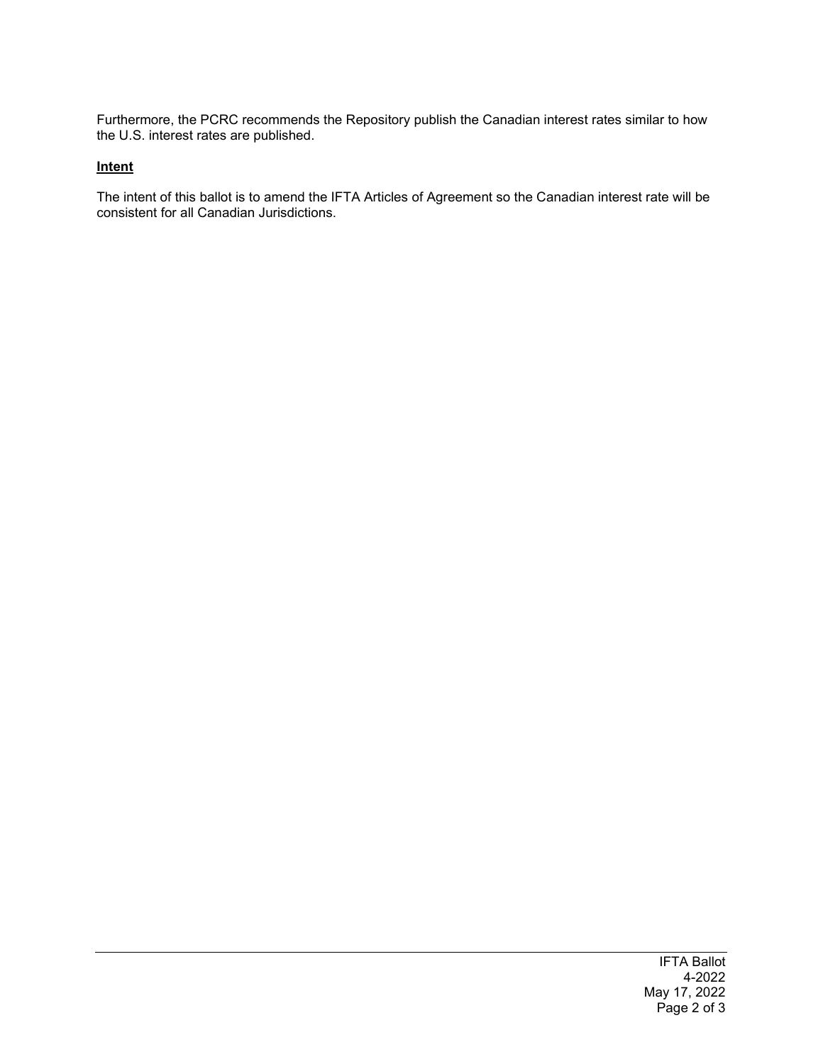Furthermore, the PCRC recommends the Repository publish the Canadian interest rates similar to how the U.S. interest rates are published.

**Intent**

The intent of this ballot is to amend the IFTA Articles of Agreement so the Canadian interest rate will be consistent for all Canadian Jurisdictions.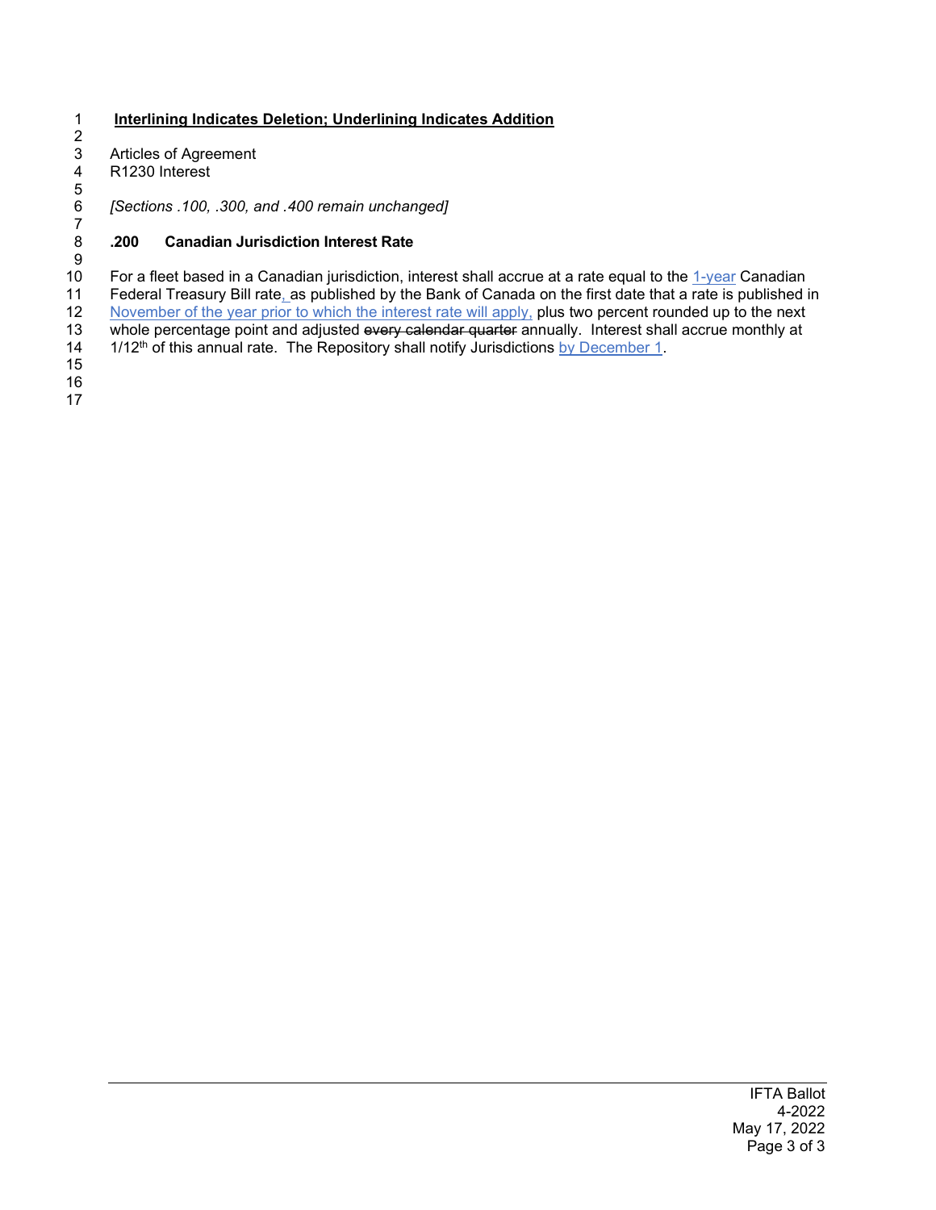**Interlining Indicates Deletion; Underlining Indicates Addition**

Articles of Agreement
R1230 Interest

*[Sections .100, .300, and .400 remain unchanged]*

**.200 Canadian Jurisdiction Interest Rate**

For a fleet based in a Canadian jurisdiction, interest shall accrue at a rate equal to the <u>1-year</u> Canadian Federal Treasury Bill rate<u>,</u> as published by the Bank of Canada on the first date that a rate is published in <u>November of the year prior to which the interest rate will apply,</u> plus two percent rounded up to the next whole percentage point and adjusted ~~every calendar quarter~~ annually. Interest shall accrue monthly at 1/12th of this annual rate. The Repository shall notify Jurisdictions <u>by December 1</u>.